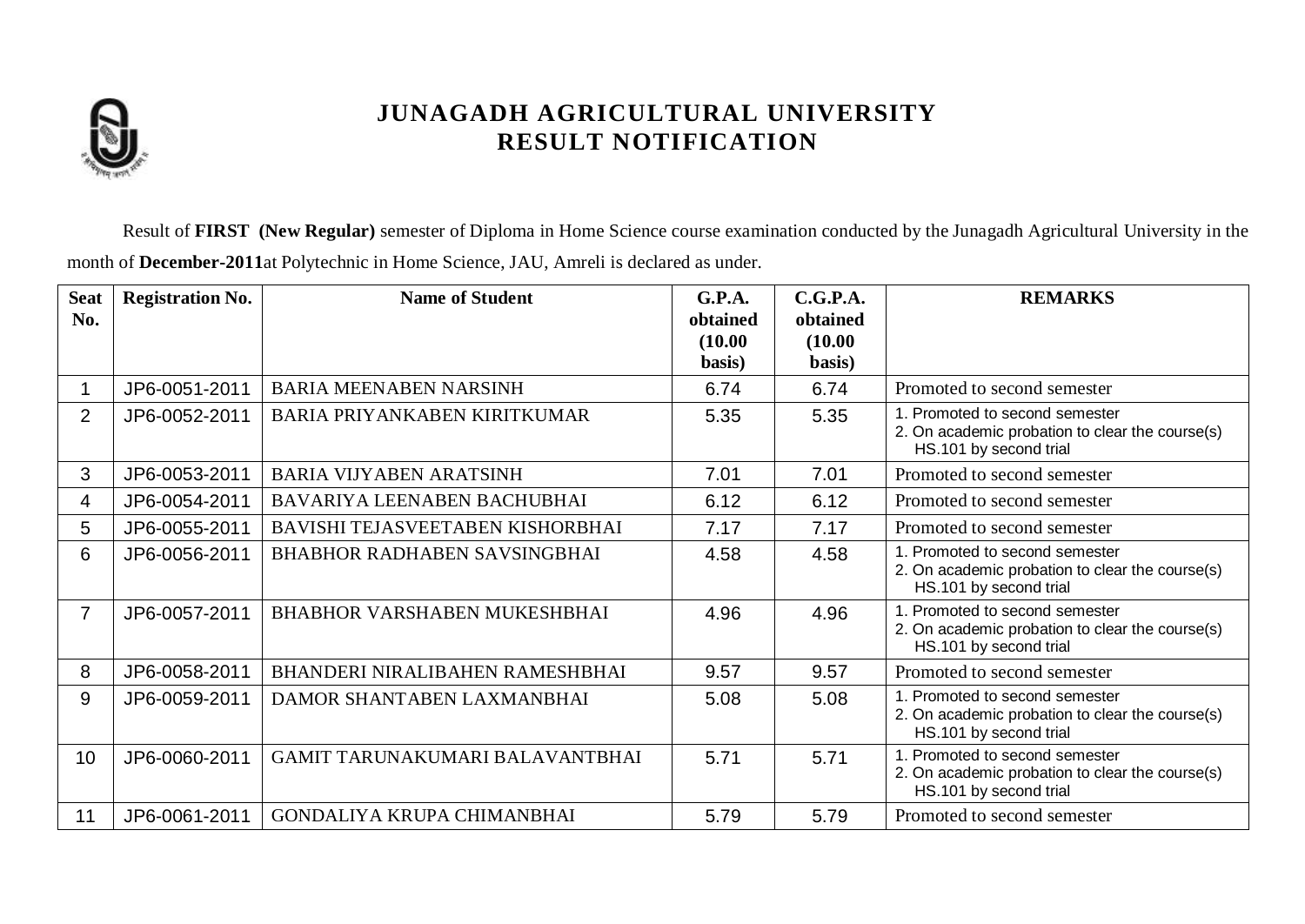# JUNAGADH AGRICULTURAL UNIVERSITY
# RESULT NOTIFICATION

Result of **FIRST (New Regular)** semester of Diploma in Home Science course examination conducted by the Junagadh Agricultural University in the month of **December-2011**at Polytechnic in Home Science, JAU, Amreli is declared as under.

| Seat No. | Registration No. | Name of Student | G.P.A. obtained (10.00 basis) | C.G.P.A. obtained (10.00 basis) | REMARKS |
|---|---|---|---|---|---|
| 1 | JP6-0051-2011 | BARIA MEENABEN NARSINH | 6.74 | 6.74 | Promoted to second semester |
| 2 | JP6-0052-2011 | BARIA PRIYANKABEN KIRITKUMAR | 5.35 | 5.35 | 1. Promoted to second semester<br>2. On academic probation to clear the course(s) HS.101 by second trial |
| 3 | JP6-0053-2011 | BARIA VIJYABEN ARATSINH | 7.01 | 7.01 | Promoted to second semester |
| 4 | JP6-0054-2011 | BAVARIYA LEENABEN BACHUBHAI | 6.12 | 6.12 | Promoted to second semester |
| 5 | JP6-0055-2011 | BAVISHI TEJASVEETABEN KISHORBHAI | 7.17 | 7.17 | Promoted to second semester |
| 6 | JP6-0056-2011 | BHABHOR RADHABEN SAVSINGBHAI | 4.58 | 4.58 | 1. Promoted to second semester<br>2. On academic probation to clear the course(s) HS.101 by second trial |
| 7 | JP6-0057-2011 | BHABHOR VARSHABEN MUKESHBHAI | 4.96 | 4.96 | 1. Promoted to second semester<br>2. On academic probation to clear the course(s) HS.101 by second trial |
| 8 | JP6-0058-2011 | BHANDERI NIRALIBAHEN RAMESHBHAI | 9.57 | 9.57 | Promoted to second semester |
| 9 | JP6-0059-2011 | DAMOR SHANTABEN LAXMANBHAI | 5.08 | 5.08 | 1. Promoted to second semester<br>2. On academic probation to clear the course(s) HS.101 by second trial |
| 10 | JP6-0060-2011 | GAMIT TARUNAKUMARI BALAVANTBHAI | 5.71 | 5.71 | 1. Promoted to second semester<br>2. On academic probation to clear the course(s) HS.101 by second trial |
| 11 | JP6-0061-2011 | GONDALIYA KRUPA CHIMANBHAI | 5.79 | 5.79 | Promoted to second semester |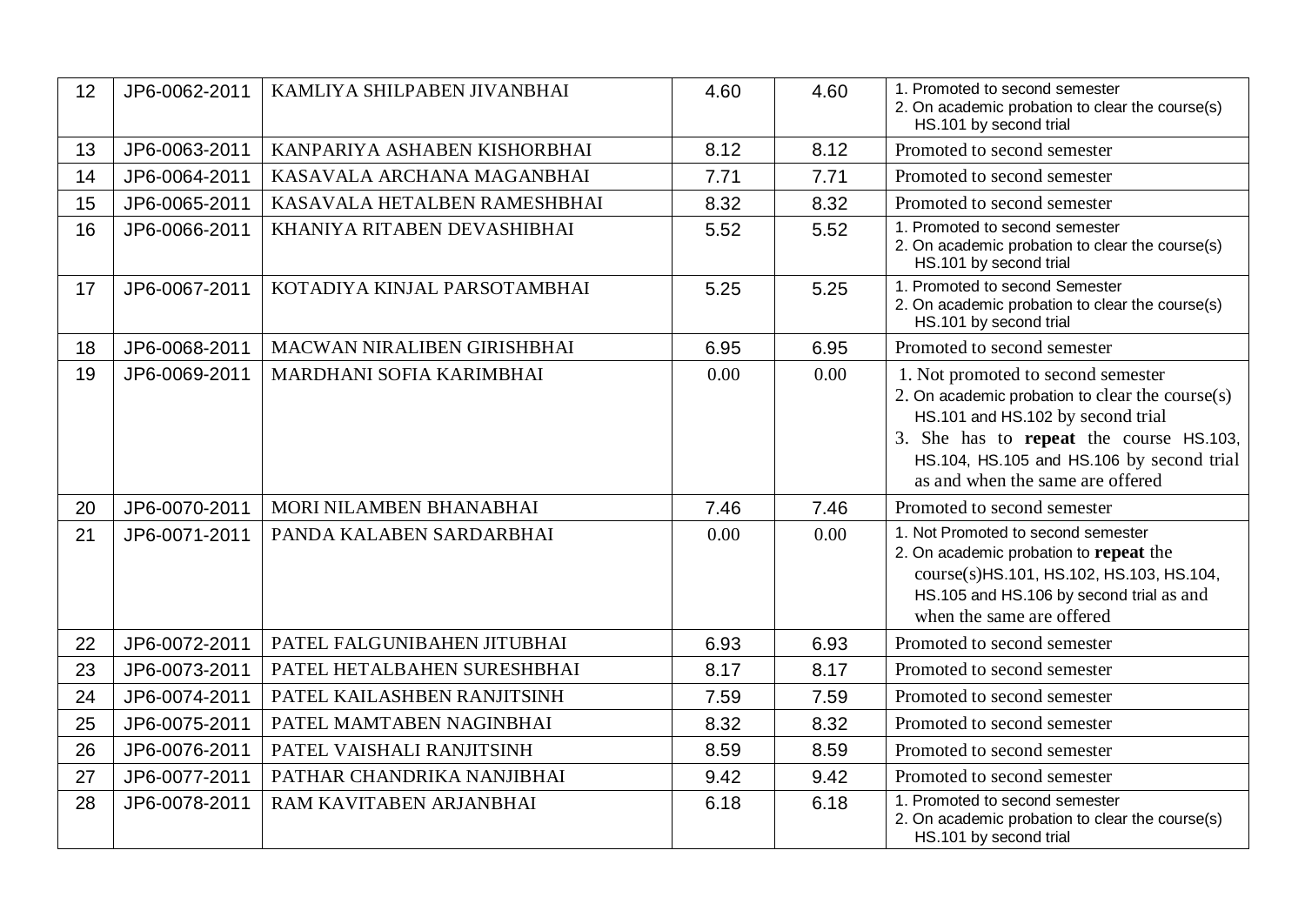| 12 | JP6-0062-2011 | KAMLIYA SHILPABEN JIVANBHAI | 4.60 | 4.60 | 1. Promoted to second semester<br>2. On academic probation to clear the course(s) HS.101 by second trial |
|---|---|---|---|---|---|
| 13 | JP6-0063-2011 | KANPARIYA ASHABEN KISHORBHAI | 8.12 | 8.12 | Promoted to second semester |
| 14 | JP6-0064-2011 | KASAVALA ARCHANA MAGANBHAI | 7.71 | 7.71 | Promoted to second semester |
| 15 | JP6-0065-2011 | KASAVALA HETALBEN RAMESHBHAI | 8.32 | 8.32 | Promoted to second semester |
| 16 | JP6-0066-2011 | KHANIYA RITABEN DEVASHIBHAI | 5.52 | 5.52 | 1. Promoted to second semester<br>2. On academic probation to clear the course(s) HS.101 by second trial |
| 17 | JP6-0067-2011 | KOTADIYA KINJAL PARSOTAMBHAI | 5.25 | 5.25 | 1. Promoted to second Semester<br>2. On academic probation to clear the course(s) HS.101 by second trial |
| 18 | JP6-0068-2011 | MACWAN NIRALIBEN GIRISHBHAI | 6.95 | 6.95 | Promoted to second semester |
| 19 | JP6-0069-2011 | MARDHANI SOFIA KARIMBHAI | 0.00 | 0.00 | 1. Not promoted to second semester<br>2. On academic probation to clear the course(s) HS.101 and HS.102 by second trial<br>3. She has to **repeat** the course HS.103, HS.104, HS.105 and HS.106 by second trial as and when the same are offered |
| 20 | JP6-0070-2011 | MORI NILAMBEN BHANABHAI | 7.46 | 7.46 | Promoted to second semester |
| 21 | JP6-0071-2011 | PANDA KALABEN SARDARBHAI | 0.00 | 0.00 | 1. Not Promoted to second semester<br>2. On academic probation to **repeat** the course(s)HS.101, HS.102, HS.103, HS.104, HS.105 and HS.106 by second trial as and when the same are offered |
| 22 | JP6-0072-2011 | PATEL FALGUNIBAHEN JITUBHAI | 6.93 | 6.93 | Promoted to second semester |
| 23 | JP6-0073-2011 | PATEL HETALBAHEN SURESHBHAI | 8.17 | 8.17 | Promoted to second semester |
| 24 | JP6-0074-2011 | PATEL KAILASHBEN RANJITSINH | 7.59 | 7.59 | Promoted to second semester |
| 25 | JP6-0075-2011 | PATEL MAMTABEN NAGINBHAI | 8.32 | 8.32 | Promoted to second semester |
| 26 | JP6-0076-2011 | PATEL VAISHALI RANJITSINH | 8.59 | 8.59 | Promoted to second semester |
| 27 | JP6-0077-2011 | PATHAR CHANDRIKA NANJIBHAI | 9.42 | 9.42 | Promoted to second semester |
| 28 | JP6-0078-2011 | RAM KAVITABEN ARJANBHAI | 6.18 | 6.18 | 1. Promoted to second semester<br>2. On academic probation to clear the course(s) HS.101 by second trial |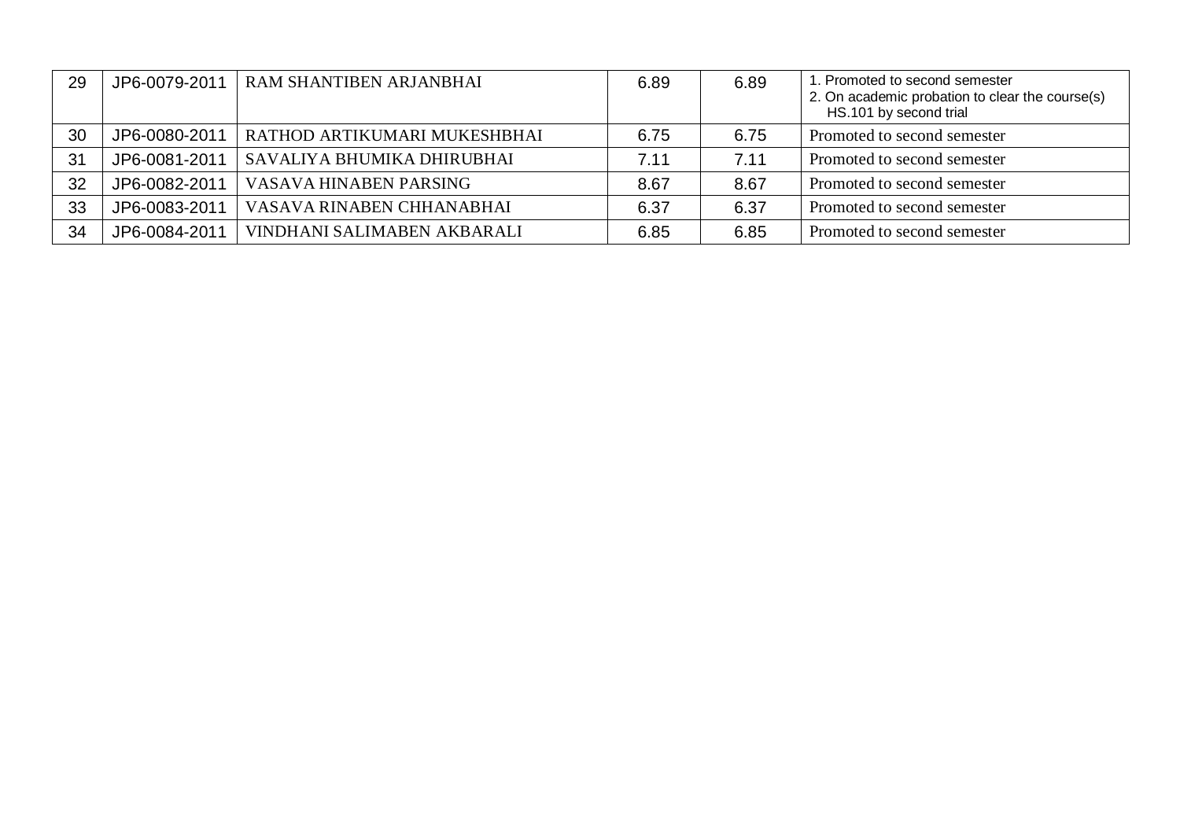| 29 | JP6-0079-2011 | RAM SHANTIBEN ARJANBHAI | 6.89 | 6.89 | 1. Promoted to second semester<br>2. On academic probation to clear the course(s) HS.101 by second trial |
|---|---|---|---|---|---|
| 30 | JP6-0080-2011 | RATHOD ARTIKUMARI MUKESHBHAI | 6.75 | 6.75 | Promoted to second semester |
| 31 | JP6-0081-2011 | SAVALIYA BHUMIKA DHIRUBHAI | 7.11 | 7.11 | Promoted to second semester |
| 32 | JP6-0082-2011 | VASAVA HINABEN PARSING | 8.67 | 8.67 | Promoted to second semester |
| 33 | JP6-0083-2011 | VASAVA RINABEN CHHANABHAI | 6.37 | 6.37 | Promoted to second semester |
| 34 | JP6-0084-2011 | VINDHANI SALIMABEN AKBARALI | 6.85 | 6.85 | Promoted to second semester |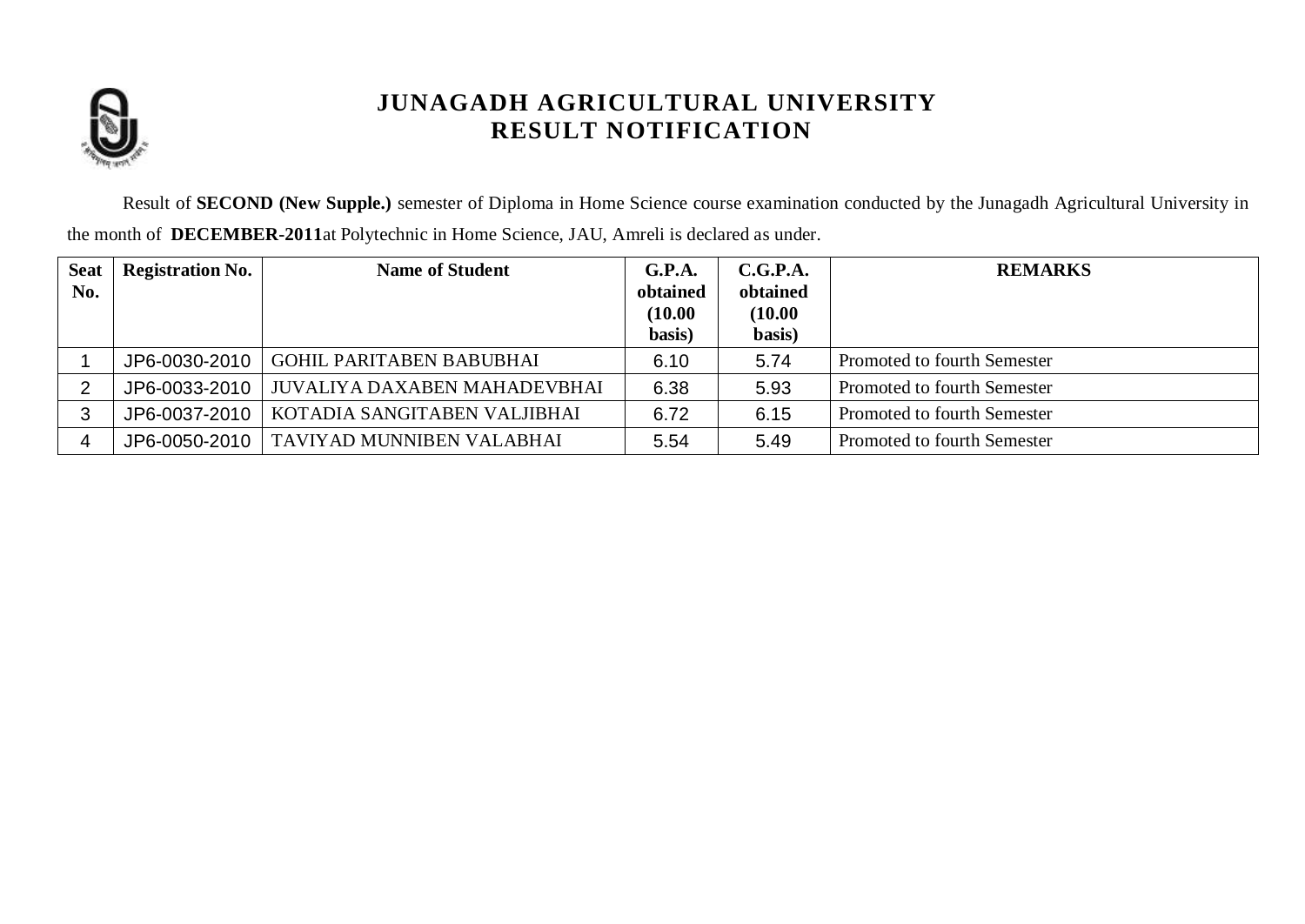# JUNAGADH AGRICULTURAL UNIVERSITY
## RESULT NOTIFICATION

Result of **SECOND (New Supple.)** semester of Diploma in Home Science course examination conducted by the Junagadh Agricultural University in the month of **DECEMBER-2011**at Polytechnic in Home Science, JAU, Amreli is declared as under.

| Seat No. | Registration No. | Name of Student | G.P.A. obtained (10.00 basis) | C.G.P.A. obtained (10.00 basis) | REMARKS |
|---|---|---|---|---|---|
| 1 | JP6-0030-2010 | GOHIL PARITABEN BABUBHAI | 6.10 | 5.74 | Promoted to fourth Semester |
| 2 | JP6-0033-2010 | JUVALIYA DAXABEN MAHADEVBHAI | 6.38 | 5.93 | Promoted to fourth Semester |
| 3 | JP6-0037-2010 | KOTADIA SANGITABEN VALJIBHAI | 6.72 | 6.15 | Promoted to fourth Semester |
| 4 | JP6-0050-2010 | TAVIYAD MUNNIBEN VALABHAI | 5.54 | 5.49 | Promoted to fourth Semester |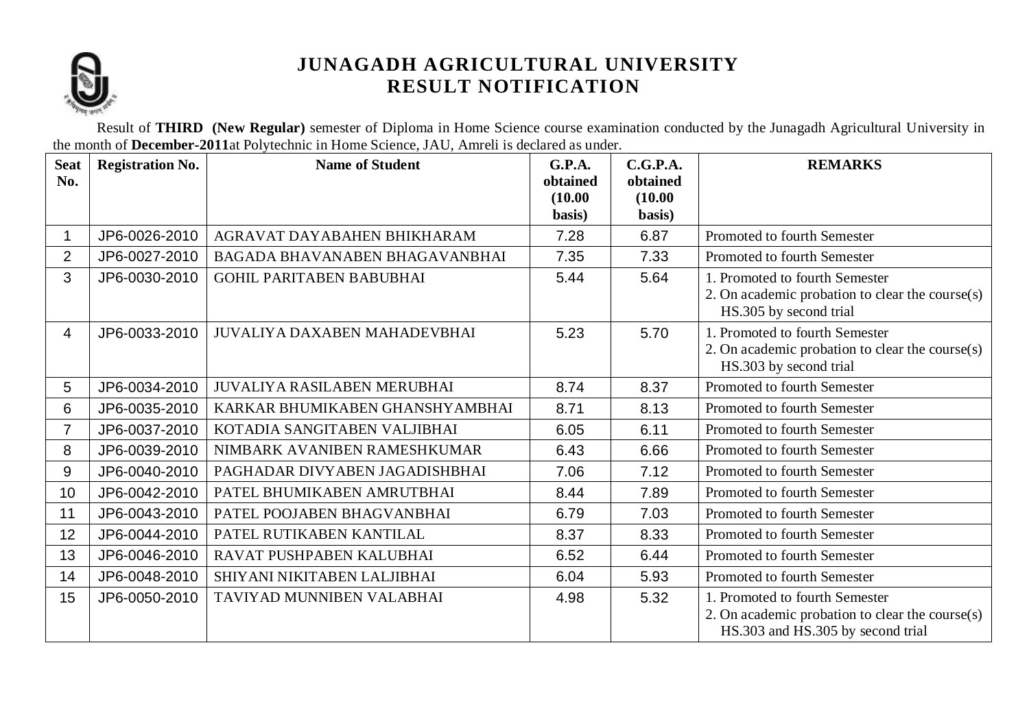# JUNAGADH AGRICULTURAL UNIVERSITY
## RESULT NOTIFICATION

Result of **THIRD (New Regular)** semester of Diploma in Home Science course examination conducted by the Junagadh Agricultural University in the month of **December-2011** at Polytechnic in Home Science, JAU, Amreli is declared as under.

| Seat No. | Registration No. | Name of Student | G.P.A. obtained (10.00 basis) | C.G.P.A. obtained (10.00 basis) | REMARKS |
|---|---|---|---|---|---|
| 1 | JP6-0026-2010 | AGRAVAT DAYABAHEN BHIKHARAM | 7.28 | 6.87 | Promoted to fourth Semester |
| 2 | JP6-0027-2010 | BAGADA BHAVANABEN BHAGAVANBHAI | 7.35 | 7.33 | Promoted to fourth Semester |
| 3 | JP6-0030-2010 | GOHIL PARITABEN BABUBHAI | 5.44 | 5.64 | 1. Promoted to fourth Semester 2. On academic probation to clear the course(s) HS.305 by second trial |
| 4 | JP6-0033-2010 | JUVALIYA DAXABEN MAHADEVBHAI | 5.23 | 5.70 | 1. Promoted to fourth Semester 2. On academic probation to clear the course(s) HS.303 by second trial |
| 5 | JP6-0034-2010 | JUVALIYA RASILABEN MERUBHAI | 8.74 | 8.37 | Promoted to fourth Semester |
| 6 | JP6-0035-2010 | KARKAR BHUMIKABEN GHANSHYAMBHAI | 8.71 | 8.13 | Promoted to fourth Semester |
| 7 | JP6-0037-2010 | KOTADIA SANGITABEN VALJIBHAI | 6.05 | 6.11 | Promoted to fourth Semester |
| 8 | JP6-0039-2010 | NIMBARK AVANIBEN RAMESHKUMAR | 6.43 | 6.66 | Promoted to fourth Semester |
| 9 | JP6-0040-2010 | PAGHADAR DIVYABEN JAGADISHBHAI | 7.06 | 7.12 | Promoted to fourth Semester |
| 10 | JP6-0042-2010 | PATEL BHUMIKABEN AMRUTBHAI | 8.44 | 7.89 | Promoted to fourth Semester |
| 11 | JP6-0043-2010 | PATEL POOJABEN BHAGVANBHAI | 6.79 | 7.03 | Promoted to fourth Semester |
| 12 | JP6-0044-2010 | PATEL RUTIKABEN KANTILAL | 8.37 | 8.33 | Promoted to fourth Semester |
| 13 | JP6-0046-2010 | RAVAT PUSHPABEN KALUBHAI | 6.52 | 6.44 | Promoted to fourth Semester |
| 14 | JP6-0048-2010 | SHIYANI NIKITABEN LALJIBHAI | 6.04 | 5.93 | Promoted to fourth Semester |
| 15 | JP6-0050-2010 | TAVIYAD MUNNIBEN VALABHAI | 4.98 | 5.32 | 1. Promoted to fourth Semester 2. On academic probation to clear the course(s) HS.303 and HS.305 by second trial |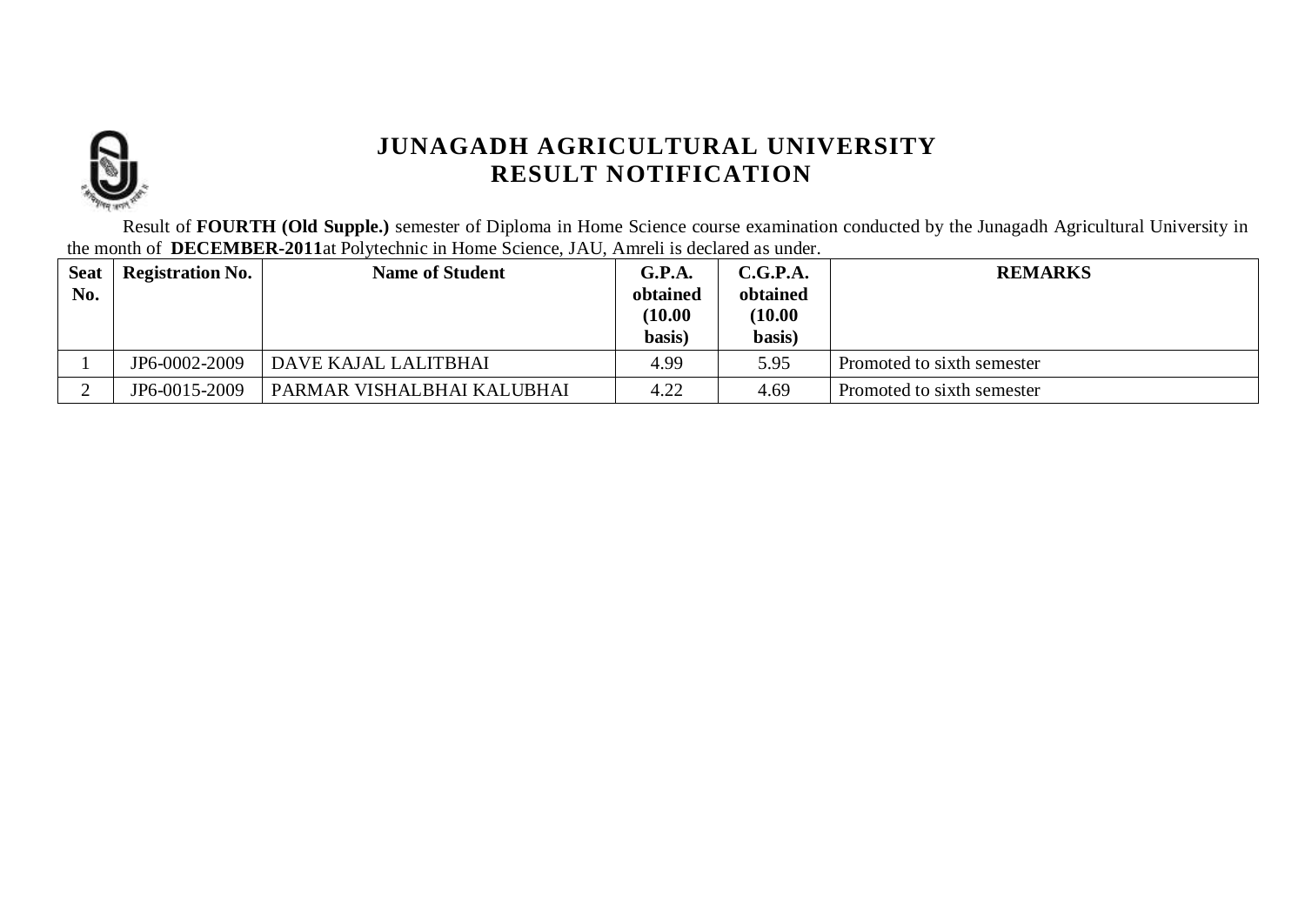# JUNAGADH AGRICULTURAL UNIVERSITY
## RESULT NOTIFICATION

Result of **FOURTH (Old Supple.)** semester of Diploma in Home Science course examination conducted by the Junagadh Agricultural University in the month of **DECEMBER-2011**at Polytechnic in Home Science, JAU, Amreli is declared as under.

| Seat No. | Registration No. | Name of Student | G.P.A. obtained (10.00 basis) | C.G.P.A. obtained (10.00 basis) | REMARKS |
|---|---|---|---|---|---|
| 1 | JP6-0002-2009 | DAVE KAJAL LALITBHAI | 4.99 | 5.95 | Promoted to sixth semester |
| 2 | JP6-0015-2009 | PARMAR VISHALBHAI KALUBHAI | 4.22 | 4.69 | Promoted to sixth semester |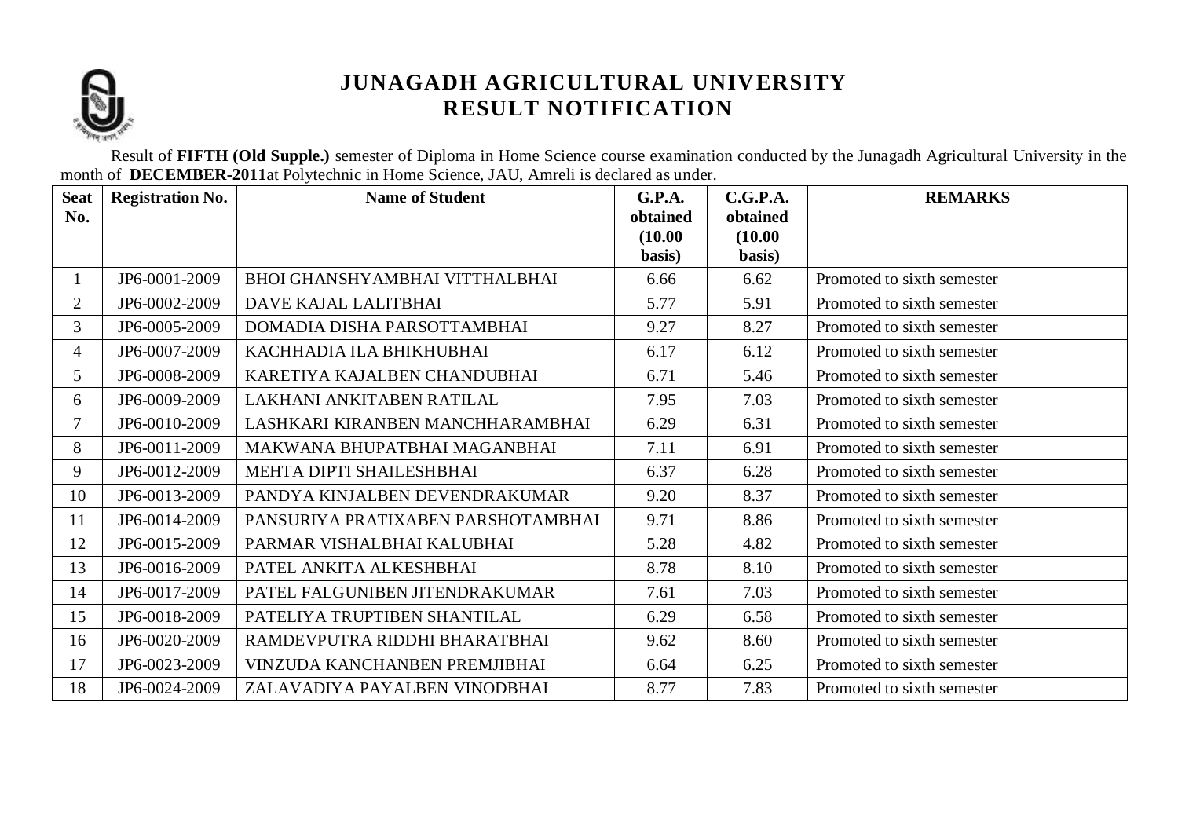# JUNAGADH AGRICULTURAL UNIVERSITY
# RESULT NOTIFICATION

Result of **FIFTH (Old Supple.)** semester of Diploma in Home Science course examination conducted by the Junagadh Agricultural University in the month of **DECEMBER-2011**at Polytechnic in Home Science, JAU, Amreli is declared as under.

| Seat No. | Registration No. | Name of Student | G.P.A. obtained (10.00 basis) | C.G.P.A. obtained (10.00 basis) | REMARKS |
|---|---|---|---|---|---|
| 1 | JP6-0001-2009 | BHOI GHANSHYAMBHAI VITTHALBHAI | 6.66 | 6.62 | Promoted to sixth semester |
| 2 | JP6-0002-2009 | DAVE KAJAL LALITBHAI | 5.77 | 5.91 | Promoted to sixth semester |
| 3 | JP6-0005-2009 | DOMADIA DISHA PARSOTTAMBHAI | 9.27 | 8.27 | Promoted to sixth semester |
| 4 | JP6-0007-2009 | KACHHADIA ILA BHIKHUBHAI | 6.17 | 6.12 | Promoted to sixth semester |
| 5 | JP6-0008-2009 | KARETIYA KAJALBEN CHANDUBHAI | 6.71 | 5.46 | Promoted to sixth semester |
| 6 | JP6-0009-2009 | LAKHANI ANKITABEN RATILAL | 7.95 | 7.03 | Promoted to sixth semester |
| 7 | JP6-0010-2009 | LASHKARI KIRANBEN MANCHHARAMBHAI | 6.29 | 6.31 | Promoted to sixth semester |
| 8 | JP6-0011-2009 | MAKWANA BHUPATBHAI MAGANBHAI | 7.11 | 6.91 | Promoted to sixth semester |
| 9 | JP6-0012-2009 | MEHTA DIPTI SHAILESHBHAI | 6.37 | 6.28 | Promoted to sixth semester |
| 10 | JP6-0013-2009 | PANDYA KINJALBEN DEVENDRAKUMAR | 9.20 | 8.37 | Promoted to sixth semester |
| 11 | JP6-0014-2009 | PANSURIYA PRATIXABEN PARSHOTAMBHAI | 9.71 | 8.86 | Promoted to sixth semester |
| 12 | JP6-0015-2009 | PARMAR VISHALBHAI KALUBHAI | 5.28 | 4.82 | Promoted to sixth semester |
| 13 | JP6-0016-2009 | PATEL ANKITA ALKESHBHAI | 8.78 | 8.10 | Promoted to sixth semester |
| 14 | JP6-0017-2009 | PATEL FALGUNIBEN JITENDRAKUMAR | 7.61 | 7.03 | Promoted to sixth semester |
| 15 | JP6-0018-2009 | PATELIYA TRUPTIBEN SHANTILAL | 6.29 | 6.58 | Promoted to sixth semester |
| 16 | JP6-0020-2009 | RAMDEVPUTRA RIDDHI BHARATBHAI | 9.62 | 8.60 | Promoted to sixth semester |
| 17 | JP6-0023-2009 | VINZUDA KANCHANBEN PREMJIBHAI | 6.64 | 6.25 | Promoted to sixth semester |
| 18 | JP6-0024-2009 | ZALAVADIYA PAYALBEN VINODBHAI | 8.77 | 7.83 | Promoted to sixth semester |